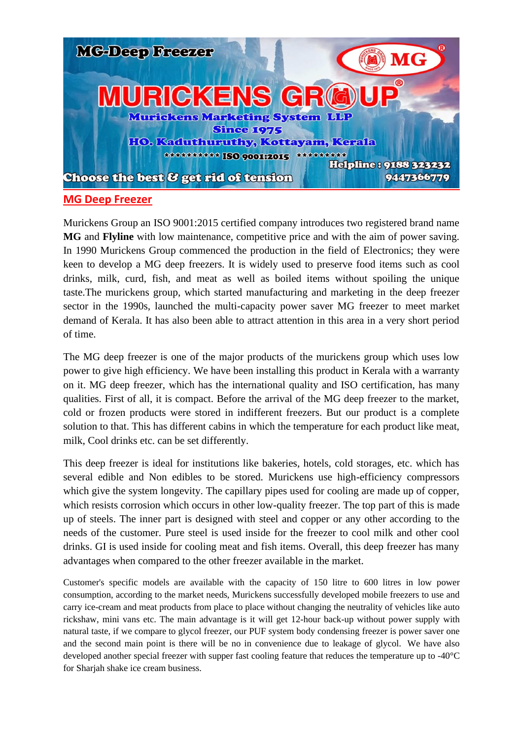# MG-Deep Freezer

MG

MURICKENS GROUP

Murickens Marketing System LLP
Since 1975
HO. Kaduthuruthy, Kottayam, Kerala
********** ISO 9001:2015 *********
Helpline : 9188 323232
9447366779

Choose the best & get rid of tension

## MG Deep Freezer

Murickens Group an ISO 9001:2015 certified company introduces two registered brand name **MG** and **Flyline** with low maintenance, competitive price and with the aim of power saving. In 1990 Murickens Group commenced the production in the field of Electronics; they were keen to develop a MG deep freezers. It is widely used to preserve food items such as cool drinks, milk, curd, fish, and meat as well as boiled items without spoiling the unique taste.The murickens group, which started manufacturing and marketing in the deep freezer sector in the 1990s, launched the multi-capacity power saver MG freezer to meet market demand of Kerala. It has also been able to attract attention in this area in a very short period of time.

The MG deep freezer is one of the major products of the murickens group which uses low power to give high efficiency. We have been installing this product in Kerala with a warranty on it. MG deep freezer, which has the international quality and ISO certification, has many qualities. First of all, it is compact. Before the arrival of the MG deep freezer to the market, cold or frozen products were stored in indifferent freezers. But our product is a complete solution to that. This has different cabins in which the temperature for each product like meat, milk, Cool drinks etc. can be set differently.

This deep freezer is ideal for institutions like bakeries, hotels, cold storages, etc. which has several edible and Non edibles to be stored. Murickens use high-efficiency compressors which give the system longevity. The capillary pipes used for cooling are made up of copper, which resists corrosion which occurs in other low-quality freezer. The top part of this is made up of steels. The inner part is designed with steel and copper or any other according to the needs of the customer. Pure steel is used inside for the freezer to cool milk and other cool drinks. GI is used inside for cooling meat and fish items. Overall, this deep freezer has many advantages when compared to the other freezer available in the market.

Customer's specific models are available with the capacity of 150 litre to 600 litres in low power consumption, according to the market needs, Murickens successfully developed mobile freezers to use and carry ice-cream and meat products from place to place without changing the neutrality of vehicles like auto rickshaw, mini vans etc. The main advantage is it will get 12-hour back-up without power supply with natural taste, if we compare to glycol freezer, our PUF system body condensing freezer is power saver one and the second main point is there will be no in convenience due to leakage of glycol. We have also developed another special freezer with supper fast cooling feature that reduces the temperature up to -40°C for Sharjah shake ice cream business.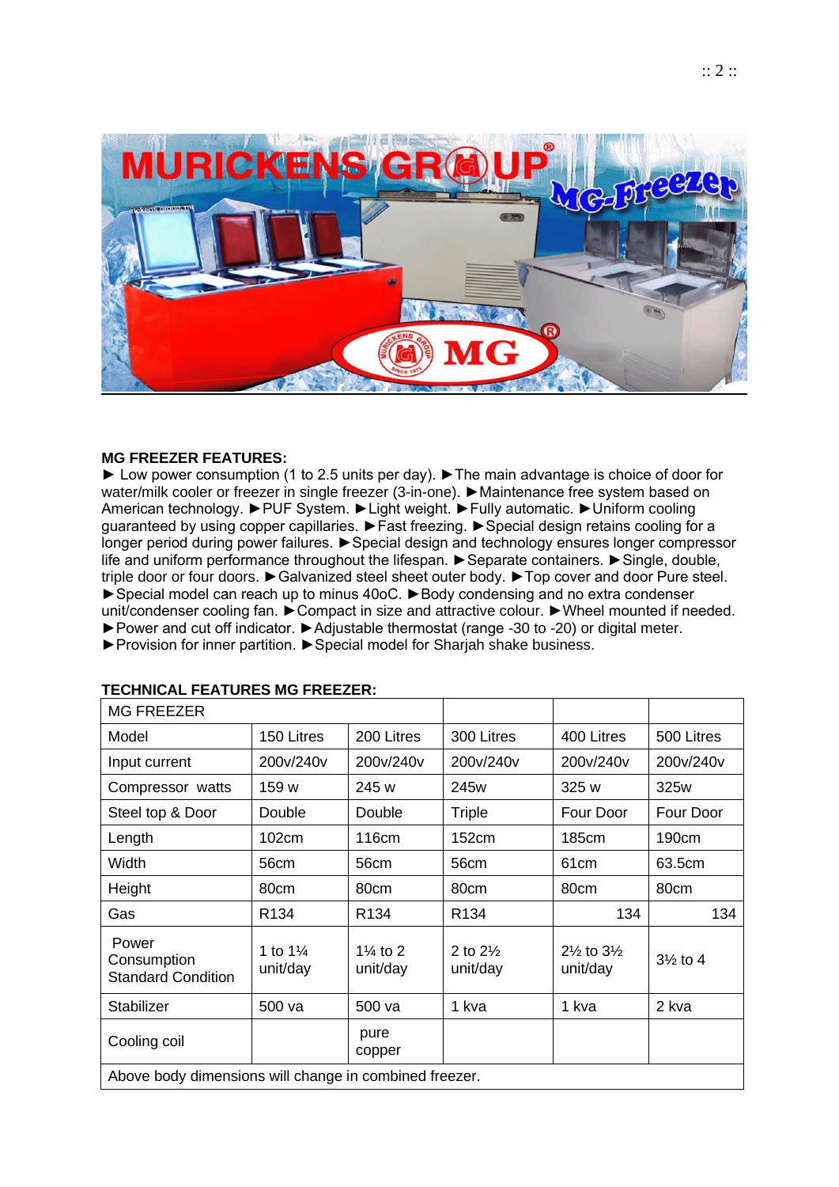**MG FREEZER FEATURES:**

► Low power consumption (1 to 2.5 units per day). ►The main advantage is choice of door for water/milk cooler or freezer in single freezer (3-in-one). ►Maintenance free system based on American technology. ►PUF System. ►Light weight. ►Fully automatic. ►Uniform cooling guaranteed by using copper capillaries. ►Fast freezing. ►Special design retains cooling for a longer period during power failures. ►Special design and technology ensures longer compressor life and uniform performance throughout the lifespan. ►Separate containers. ►Single, double, triple door or four doors. ►Galvanized steel sheet outer body. ►Top cover and door Pure steel. ►Special model can reach up to minus 40oC. ►Body condensing and no extra condenser unit/condenser cooling fan. ►Compact in size and attractive colour. ►Wheel mounted if needed. ►Power and cut off indicator. ►Adjustable thermostat (range -30 to -20) or digital meter. ►Provision for inner partition. ►Special model for Sharjah shake business.

**TECHNICAL FEATURES MG FREEZER:**

| MG FREEZER | | | | | |
|---|---|---|---|---|---|
| Model | 150 Litres | 200 Litres | 300 Litres | 400 Litres | 500 Litres |
| Input current | 200v/240v | 200v/240v | 200v/240v | 200v/240v | 200v/240v |
| Compressor watts | 159 w | 245 w | 245w | 325 w | 325w |
| Steel top & Door | Double | Double | Triple | Four Door | Four Door |
| Length | 102cm | 116cm | 152cm | 185cm | 190cm |
| Width | 56cm | 56cm | 56cm | 61cm | 63.5cm |
| Height | 80cm | 80cm | 80cm | 80cm | 80cm |
| Gas | R134 | R134 | R134 | 134 | 134 |
| Power Consumption Standard Condition | 1 to 1¼ unit/day | 1¼ to 2 unit/day | 2 to 2½ unit/day | 2½ to 3½ unit/day | 3½ to 4 |
| Stabilizer | 500 va | 500 va | 1 kva | 1 kva | 2 kva |
| Cooling coil | | pure copper | | | |
| Above body dimensions will change in combined freezer. | | | | | |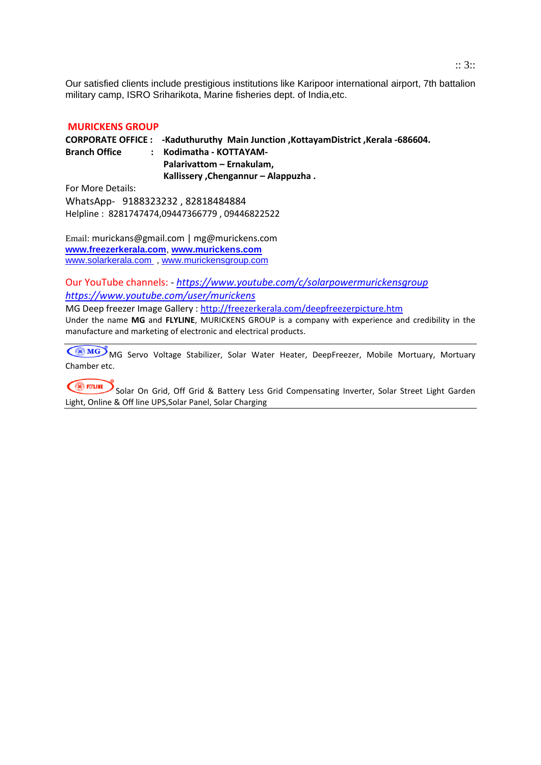Our satisfied clients include prestigious institutions like Karipoor international airport, 7th battalion military camp, ISRO Sriharikota, Marine fisheries dept. of India,etc.

## MURICKENS GROUP

**CORPORATE OFFICE :** **-Kaduthuruthy Main Junction ,KottayamDistrict ,Kerala -686604.**
**Branch Office :** **Kodimatha - KOTTAYAM-**
**Palarivattom – Ernakulam,**
**Kallissery ,Chengannur – Alappuzha .**

For More Details:
WhatsApp- 9188323232 , 82818484884
Helpline : 8281747474,09447366779 , 09446822522

Email: murickans@gmail.com | mg@murickens.com
**www.freezerkerala.com**, **www.murickens.com**
www.solarkerala.com , www.murickensgroup.com

Our YouTube channels: - *https://www.youtube.com/c/solarpowermurickensgroup*
*https://www.youtube.com/user/murickens*

MG Deep freezer Image Gallery : http://freezerkerala.com/deepfreezerpicture.htm

Under the name **MG** and **FLYLINE**, MURICKENS GROUP is a company with experience and credibility in the manufacture and marketing of electronic and electrical products.

---

MG MG Servo Voltage Stabilizer, Solar Water Heater, DeepFreezer, Mobile Mortuary, Mortuary Chamber etc.

FLYLINE Solar On Grid, Off Grid & Battery Less Grid Compensating Inverter, Solar Street Light Garden Light, Online & Off line UPS,Solar Panel, Solar Charging

---